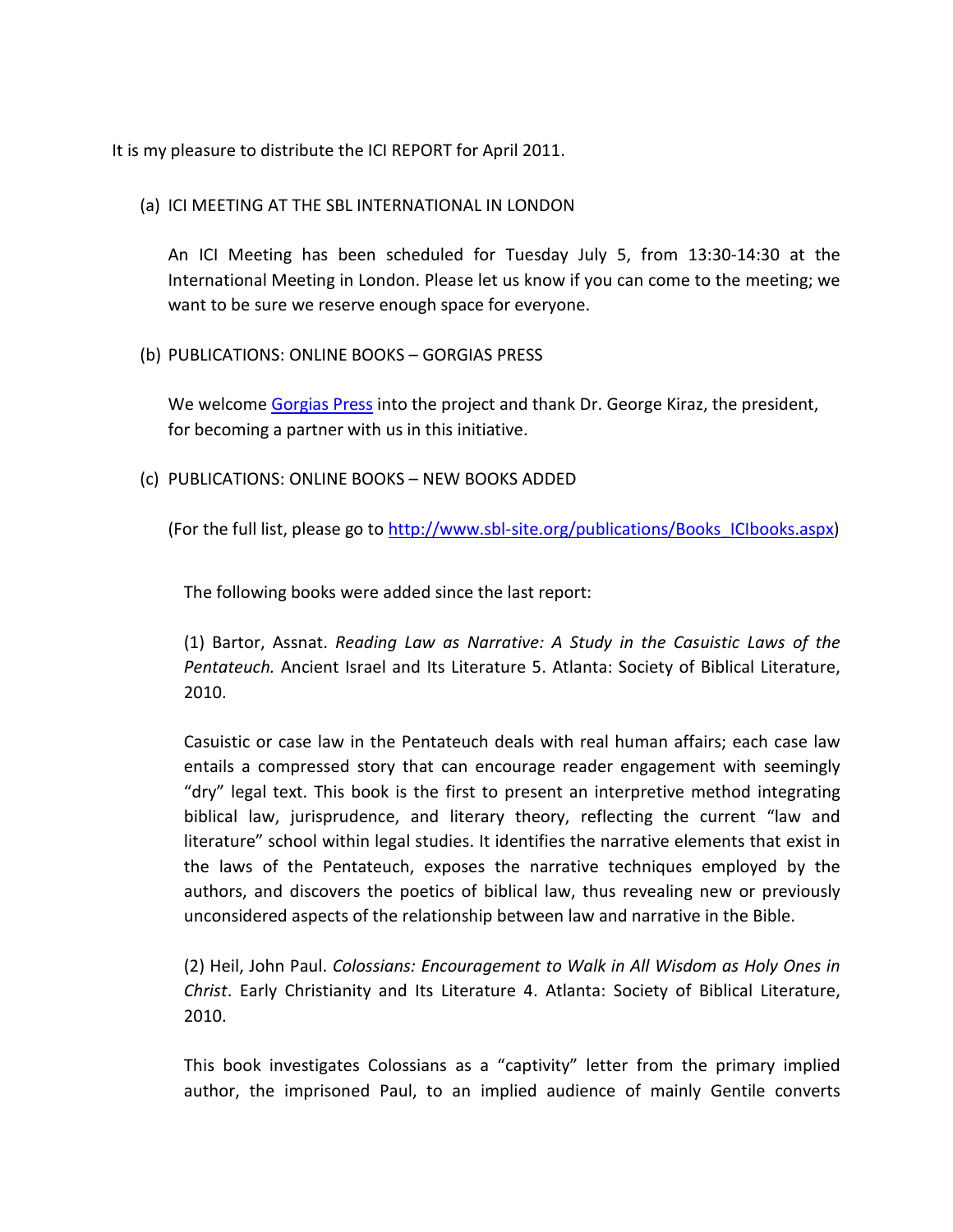It is my pleasure to distribute the ICI REPORT for April 2011.

(a) ICI MEETING AT THE SBL INTERNATIONAL IN LONDON

An ICI Meeting has been scheduled for Tuesday July 5, from 13:30-14:30 at the International Meeting in London. Please let us know if you can come to the meeting; we want to be sure we reserve enough space for everyone.

(b) PUBLICATIONS: ONLINE BOOKS – GORGIAS PRESS

We welcome [Gorgias Press](#) into the project and thank Dr. George Kiraz, the president, for becoming a partner with us in this initiative.

(c) PUBLICATIONS: ONLINE BOOKS – NEW BOOKS ADDED

(For the full list, please go to http://www.sbl-site.org/publications/Books_ICIbooks.aspx)

The following books were added since the last report:

(1) Bartor, Assnat. *Reading Law as Narrative: A Study in the Casuistic Laws of the Pentateuch.* Ancient Israel and Its Literature 5. Atlanta: Society of Biblical Literature, 2010.

Casuistic or case law in the Pentateuch deals with real human affairs; each case law entails a compressed story that can encourage reader engagement with seemingly "dry" legal text. This book is the first to present an interpretive method integrating biblical law, jurisprudence, and literary theory, reflecting the current "law and literature" school within legal studies. It identifies the narrative elements that exist in the laws of the Pentateuch, exposes the narrative techniques employed by the authors, and discovers the poetics of biblical law, thus revealing new or previously unconsidered aspects of the relationship between law and narrative in the Bible.

(2) Heil, John Paul. *Colossians: Encouragement to Walk in All Wisdom as Holy Ones in Christ*. Early Christianity and Its Literature 4. Atlanta: Society of Biblical Literature, 2010.

This book investigates Colossians as a "captivity" letter from the primary implied author, the imprisoned Paul, to an implied audience of mainly Gentile converts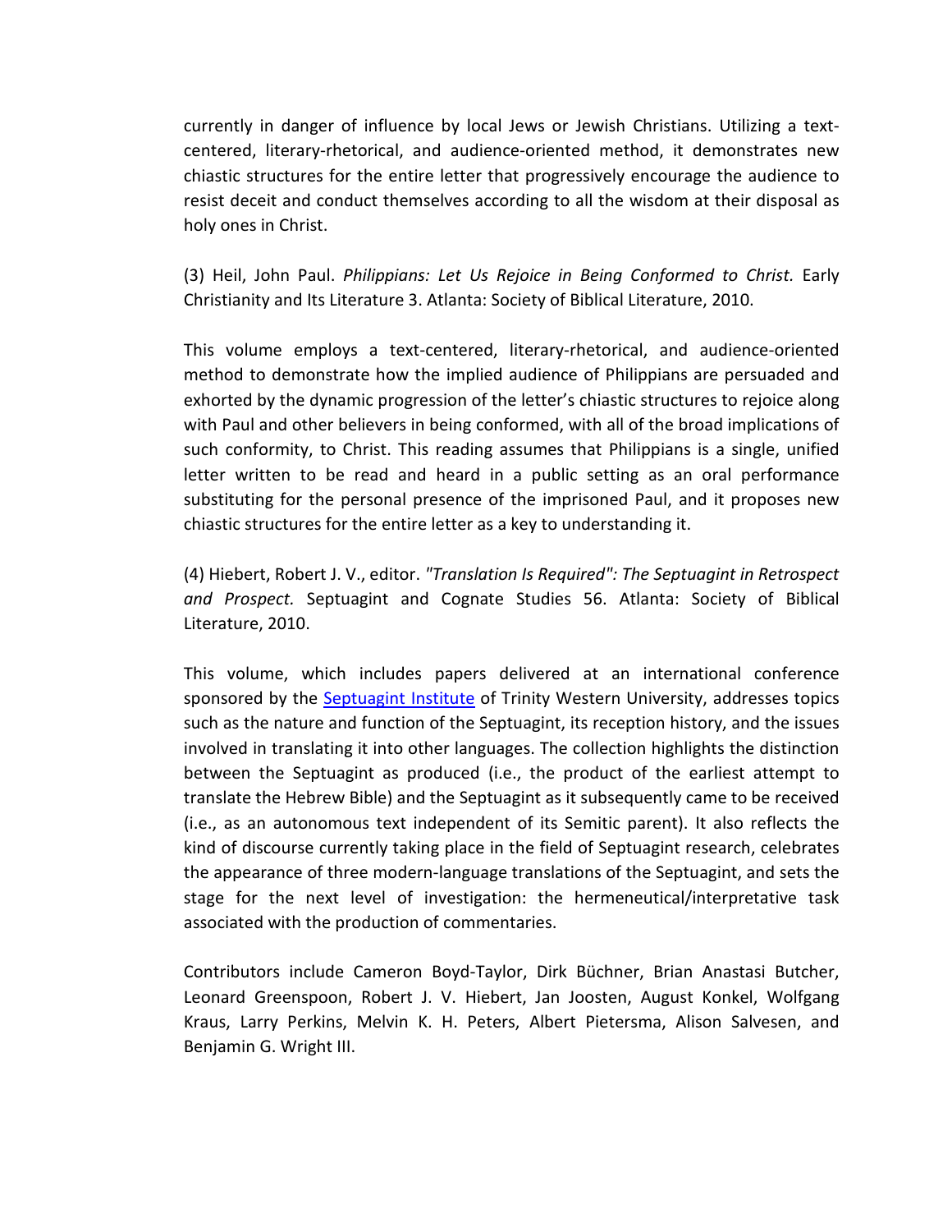currently in danger of influence by local Jews or Jewish Christians. Utilizing a text-centered, literary-rhetorical, and audience-oriented method, it demonstrates new chiastic structures for the entire letter that progressively encourage the audience to resist deceit and conduct themselves according to all the wisdom at their disposal as holy ones in Christ.

(3) Heil, John Paul. *Philippians: Let Us Rejoice in Being Conformed to Christ.* Early Christianity and Its Literature 3. Atlanta: Society of Biblical Literature, 2010.

This volume employs a text-centered, literary-rhetorical, and audience-oriented method to demonstrate how the implied audience of Philippians are persuaded and exhorted by the dynamic progression of the letter's chiastic structures to rejoice along with Paul and other believers in being conformed, with all of the broad implications of such conformity, to Christ. This reading assumes that Philippians is a single, unified letter written to be read and heard in a public setting as an oral performance substituting for the personal presence of the imprisoned Paul, and it proposes new chiastic structures for the entire letter as a key to understanding it.

(4) Hiebert, Robert J. V., editor. *"Translation Is Required": The Septuagint in Retrospect and Prospect.* Septuagint and Cognate Studies 56. Atlanta: Society of Biblical Literature, 2010.

This volume, which includes papers delivered at an international conference sponsored by the Septuagint Institute of Trinity Western University, addresses topics such as the nature and function of the Septuagint, its reception history, and the issues involved in translating it into other languages. The collection highlights the distinction between the Septuagint as produced (i.e., the product of the earliest attempt to translate the Hebrew Bible) and the Septuagint as it subsequently came to be received (i.e., as an autonomous text independent of its Semitic parent). It also reflects the kind of discourse currently taking place in the field of Septuagint research, celebrates the appearance of three modern-language translations of the Septuagint, and sets the stage for the next level of investigation: the hermeneutical/interpretative task associated with the production of commentaries.

Contributors include Cameron Boyd-Taylor, Dirk Büchner, Brian Anastasi Butcher, Leonard Greenspoon, Robert J. V. Hiebert, Jan Joosten, August Konkel, Wolfgang Kraus, Larry Perkins, Melvin K. H. Peters, Albert Pietersma, Alison Salvesen, and Benjamin G. Wright III.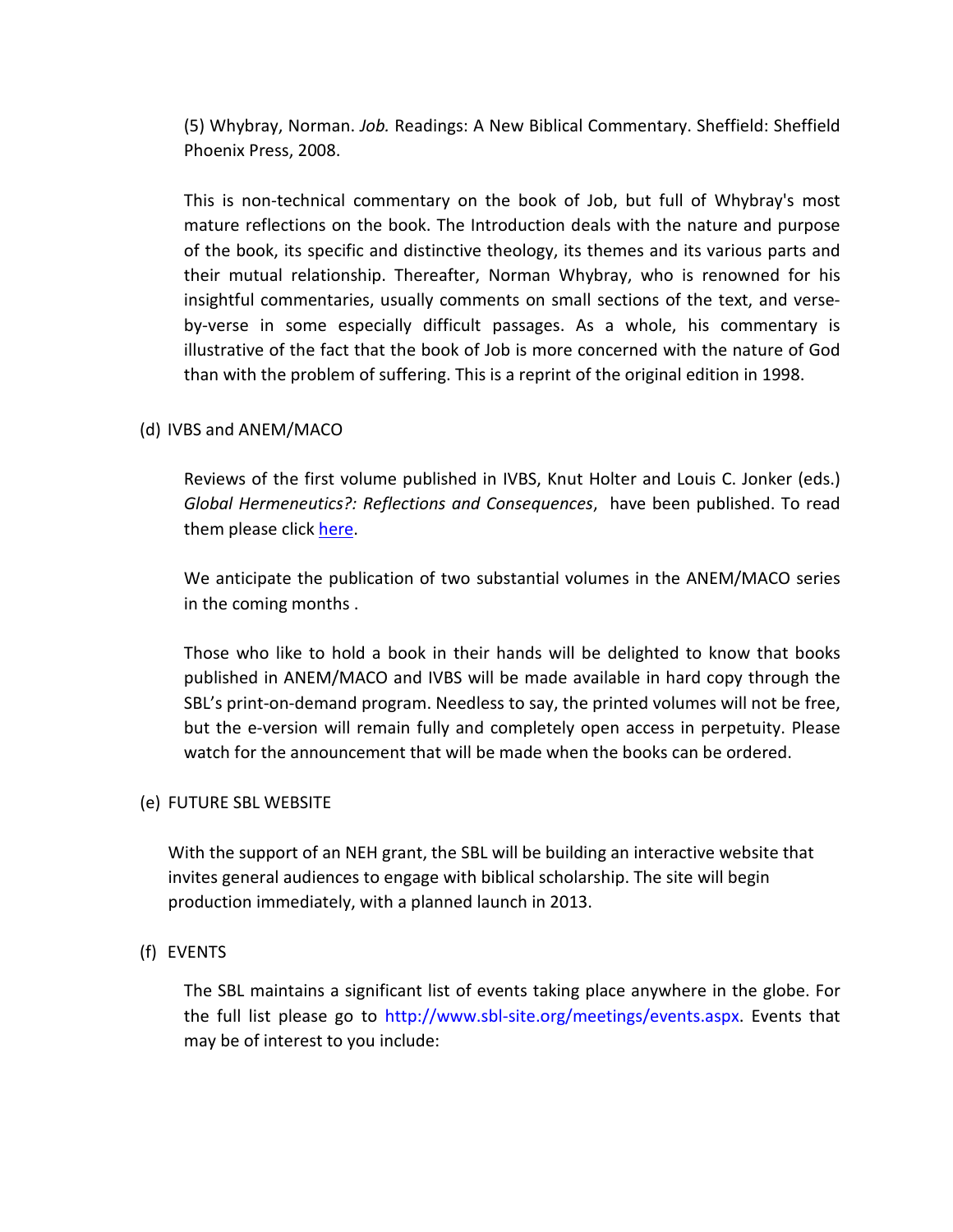(5) Whybray, Norman. *Job.* Readings: A New Biblical Commentary. Sheffield: Sheffield Phoenix Press, 2008.

This is non-technical commentary on the book of Job, but full of Whybray's most mature reflections on the book. The Introduction deals with the nature and purpose of the book, its specific and distinctive theology, its themes and its various parts and their mutual relationship. Thereafter, Norman Whybray, who is renowned for his insightful commentaries, usually comments on small sections of the text, and verse-by-verse in some especially difficult passages. As a whole, his commentary is illustrative of the fact that the book of Job is more concerned with the nature of God than with the problem of suffering. This is a reprint of the original edition in 1998.

(d) IVBS and ANEM/MACO

Reviews of the first volume published in IVBS, Knut Holter and Louis C. Jonker (eds.) *Global Hermeneutics?: Reflections and Consequences*, have been published. To read them please click here.

We anticipate the publication of two substantial volumes in the ANEM/MACO series in the coming months .

Those who like to hold a book in their hands will be delighted to know that books published in ANEM/MACO and IVBS will be made available in hard copy through the SBL's print-on-demand program. Needless to say, the printed volumes will not be free, but the e-version will remain fully and completely open access in perpetuity. Please watch for the announcement that will be made when the books can be ordered.

(e) FUTURE SBL WEBSITE

With the support of an NEH grant, the SBL will be building an interactive website that invites general audiences to engage with biblical scholarship. The site will begin production immediately, with a planned launch in 2013.

(f) EVENTS

The SBL maintains a significant list of events taking place anywhere in the globe. For the full list please go to http://www.sbl-site.org/meetings/events.aspx. Events that may be of interest to you include: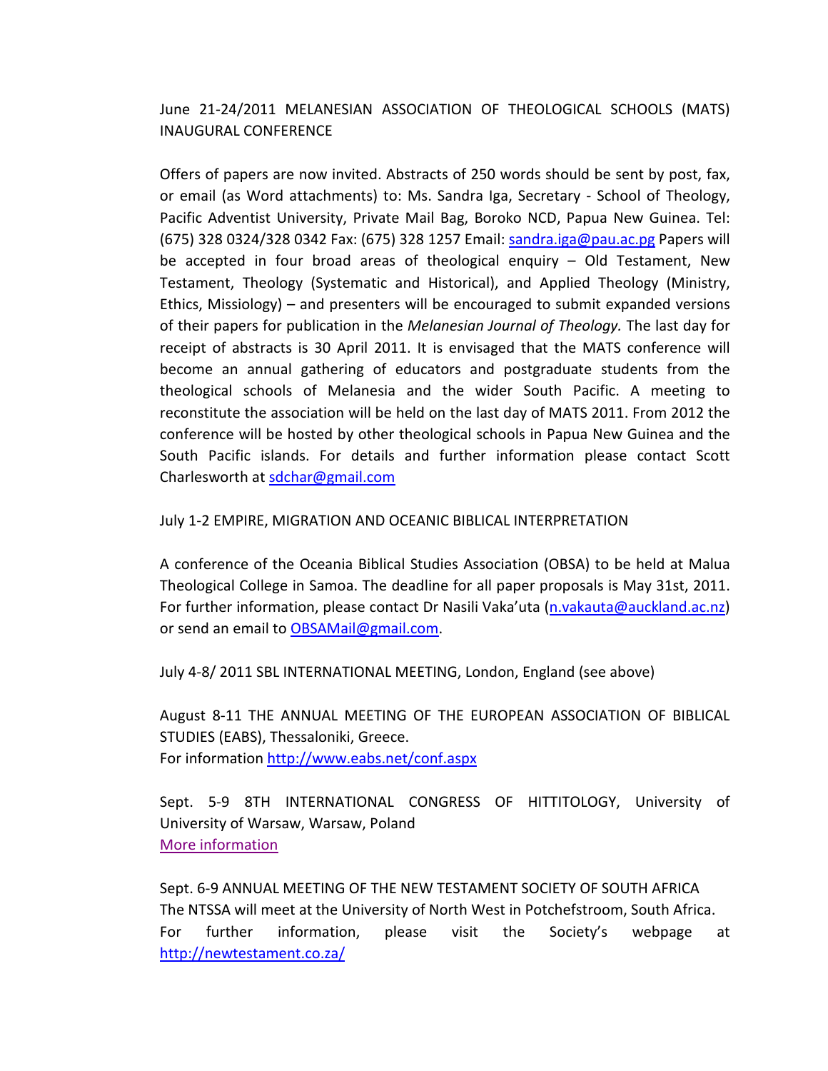June 21-24/2011 MELANESIAN ASSOCIATION OF THEOLOGICAL SCHOOLS (MATS) INAUGURAL CONFERENCE

Offers of papers are now invited. Abstracts of 250 words should be sent by post, fax, or email (as Word attachments) to: Ms. Sandra Iga, Secretary - School of Theology, Pacific Adventist University, Private Mail Bag, Boroko NCD, Papua New Guinea. Tel: (675) 328 0324/328 0342 Fax: (675) 328 1257 Email: sandra.iga@pau.ac.pg Papers will be accepted in four broad areas of theological enquiry – Old Testament, New Testament, Theology (Systematic and Historical), and Applied Theology (Ministry, Ethics, Missiology) – and presenters will be encouraged to submit expanded versions of their papers for publication in the *Melanesian Journal of Theology.* The last day for receipt of abstracts is 30 April 2011. It is envisaged that the MATS conference will become an annual gathering of educators and postgraduate students from the theological schools of Melanesia and the wider South Pacific. A meeting to reconstitute the association will be held on the last day of MATS 2011. From 2012 the conference will be hosted by other theological schools in Papua New Guinea and the South Pacific islands. For details and further information please contact Scott Charlesworth at sdchar@gmail.com

July 1-2 EMPIRE, MIGRATION AND OCEANIC BIBLICAL INTERPRETATION

A conference of the Oceania Biblical Studies Association (OBSA) to be held at Malua Theological College in Samoa. The deadline for all paper proposals is May 31st, 2011. For further information, please contact Dr Nasili Vaka'uta (n.vakauta@auckland.ac.nz) or send an email to OBSAMail@gmail.com.

July 4-8/ 2011 SBL INTERNATIONAL MEETING, London, England (see above)

August 8-11 THE ANNUAL MEETING OF THE EUROPEAN ASSOCIATION OF BIBLICAL STUDIES (EABS), Thessaloniki, Greece.
For information http://www.eabs.net/conf.aspx

Sept. 5-9 8TH INTERNATIONAL CONGRESS OF HITTITOLOGY, University of University of Warsaw, Warsaw, Poland
More information

Sept. 6-9 ANNUAL MEETING OF THE NEW TESTAMENT SOCIETY OF SOUTH AFRICA
The NTSSA will meet at the University of North West in Potchefstroom, South Africa.
For further information, please visit the Society's webpage at http://newtestament.co.za/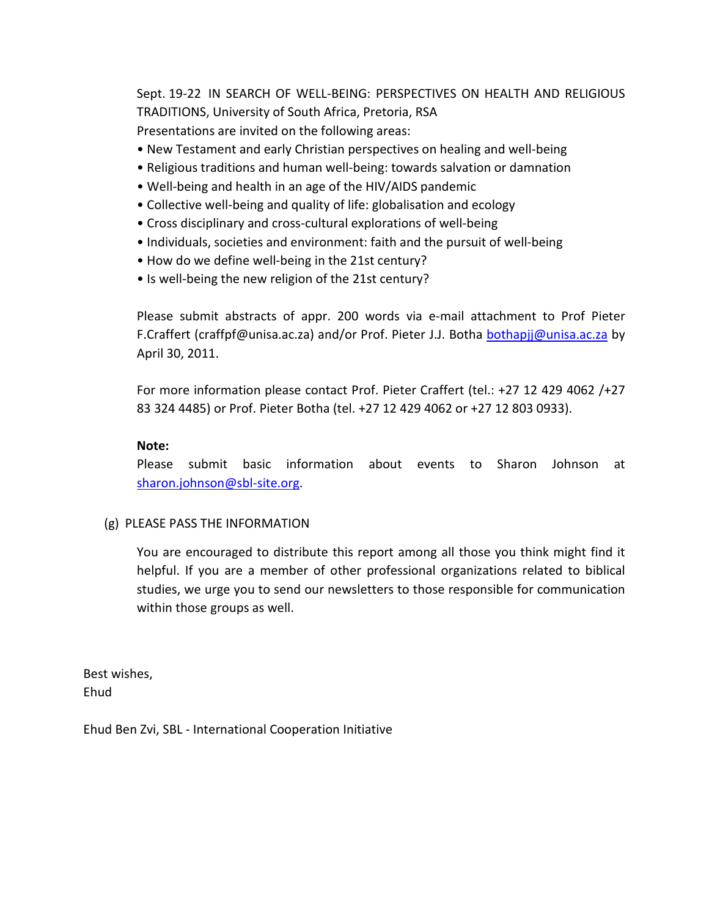Sept. 19-22 IN SEARCH OF WELL-BEING: PERSPECTIVES ON HEALTH AND RELIGIOUS TRADITIONS, University of South Africa, Pretoria, RSA

Presentations are invited on the following areas:

- New Testament and early Christian perspectives on healing and well-being
- Religious traditions and human well-being: towards salvation or damnation
- Well-being and health in an age of the HIV/AIDS pandemic
- Collective well-being and quality of life: globalisation and ecology
- Cross disciplinary and cross-cultural explorations of well-being
- Individuals, societies and environment: faith and the pursuit of well-being
- How do we define well-being in the 21st century?
- Is well-being the new religion of the 21st century?

Please submit abstracts of appr. 200 words via e-mail attachment to Prof Pieter F.Craffert (craffpf@unisa.ac.za) and/or Prof. Pieter J.J. Botha bothapjj@unisa.ac.za by April 30, 2011.

For more information please contact Prof. Pieter Craffert (tel.: +27 12 429 4062 /+27 83 324 4485) or Prof. Pieter Botha (tel. +27 12 429 4062 or +27 12 803 0933).

**Note:**
Please submit basic information about events to Sharon Johnson at sharon.johnson@sbl-site.org.

(g) PLEASE PASS THE INFORMATION

You are encouraged to distribute this report among all those you think might find it helpful. If you are a member of other professional organizations related to biblical studies, we urge you to send our newsletters to those responsible for communication within those groups as well.

Best wishes,
Ehud

Ehud Ben Zvi, SBL - International Cooperation Initiative